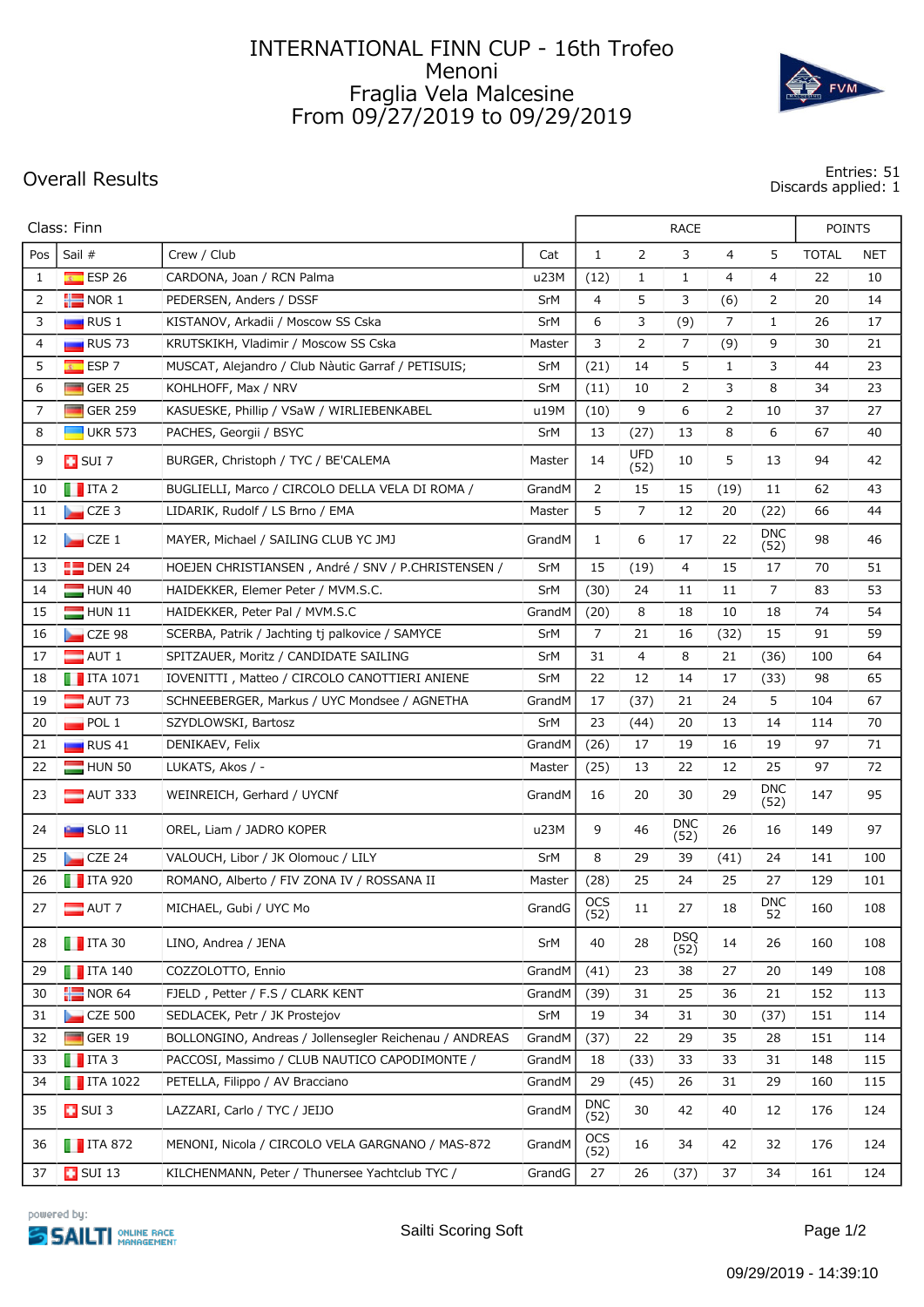# INTERNATIONAL FINN CUP - 16th Trofeo Menoni
## Fraglia Vela Malcesine
## From 09/27/2019 to 09/29/2019

## Overall Results

Entries: 51
Discards applied: 1

Class: Finn

| Pos | Sail # | Crew / Club | Cat | RACE 1 | RACE 2 | RACE 3 | RACE 4 | RACE 5 | POINTS TOTAL | POINTS NET |
|---|---|---|---|---|---|---|---|---|---|---|
| 1 | ESP 26 | CARDONA, Joan / RCN Palma | u23M | (12) | 1 | 1 | 4 | 4 | 22 | 10 |
| 2 | NOR 1 | PEDERSEN, Anders / DSSF | SrM | 4 | 5 | 3 | (6) | 2 | 20 | 14 |
| 3 | RUS 1 | KISTANOV, Arkadii / Moscow SS Cska | SrM | 6 | 3 | (9) | 7 | 1 | 26 | 17 |
| 4 | RUS 73 | KRUTSKIKH, Vladimir / Moscow SS Cska | Master | 3 | 2 | 7 | (9) | 9 | 30 | 21 |
| 5 | ESP 7 | MUSCAT, Alejandro / Club Nàutic Garraf / PETISUIS; | SrM | (21) | 14 | 5 | 1 | 3 | 44 | 23 |
| 6 | GER 25 | KOHLHOFF, Max / NRV | SrM | (11) | 10 | 2 | 3 | 8 | 34 | 23 |
| 7 | GER 259 | KASUESKE, Phillip / VSaW / WIRLIEBENKABEL | u19M | (10) | 9 | 6 | 2 | 10 | 37 | 27 |
| 8 | UKR 573 | PACHES, Georgii / BSYC | SrM | 13 | (27) | 13 | 8 | 6 | 67 | 40 |
| 9 | SUI 7 | BURGER, Christoph / TYC / BE'CALEMA | Master | 14 | UFD (52) | 10 | 5 | 13 | 94 | 42 |
| 10 | ITA 2 | BUGLIELLI, Marco / CIRCOLO DELLA VELA DI ROMA / | GrandM | 2 | 15 | 15 | (19) | 11 | 62 | 43 |
| 11 | CZE 3 | LIDARIK, Rudolf / LS Brno / EMA | Master | 5 | 7 | 12 | 20 | (22) | 66 | 44 |
| 12 | CZE 1 | MAYER, Michael / SAILING CLUB YC JMJ | GrandM | 1 | 6 | 17 | 22 | DNC (52) | 98 | 46 |
| 13 | DEN 24 | HOEJEN CHRISTIANSEN , André / SNV / P.CHRISTENSEN / | SrM | 15 | (19) | 4 | 15 | 17 | 70 | 51 |
| 14 | HUN 40 | HAIDEKKER, Elemer Peter / MVM.S.C. | SrM | (30) | 24 | 11 | 11 | 7 | 83 | 53 |
| 15 | HUN 11 | HAIDEKKER, Peter Pal / MVM.S.C | GrandM | (20) | 8 | 18 | 10 | 18 | 74 | 54 |
| 16 | CZE 98 | SCERBA, Patrik / Jachting tj palkovice / SAMYCE | SrM | 7 | 21 | 16 | (32) | 15 | 91 | 59 |
| 17 | AUT 1 | SPITZAUER, Moritz / CANDIDATE SAILING | SrM | 31 | 4 | 8 | 21 | (36) | 100 | 64 |
| 18 | ITA 1071 | IOVENITTI , Matteo / CIRCOLO CANOTTIERI ANIENE | SrM | 22 | 12 | 14 | 17 | (33) | 98 | 65 |
| 19 | AUT 73 | SCHNEEBERGER, Markus / UYC Mondsee / AGNETHA | GrandM | 17 | (37) | 21 | 24 | 5 | 104 | 67 |
| 20 | POL 1 | SZYDLOWSKI, Bartosz | SrM | 23 | (44) | 20 | 13 | 14 | 114 | 70 |
| 21 | RUS 41 | DENIKAEV, Felix | GrandM | (26) | 17 | 19 | 16 | 19 | 97 | 71 |
| 22 | HUN 50 | LUKATS, Akos / - | Master | (25) | 13 | 22 | 12 | 25 | 97 | 72 |
| 23 | AUT 333 | WEINREICH, Gerhard / UYCNf | GrandM | 16 | 20 | 30 | 29 | DNC (52) | 147 | 95 |
| 24 | SLO 11 | OREL, Liam / JADRO KOPER | u23M | 9 | 46 | DNC (52) | 26 | 16 | 149 | 97 |
| 25 | CZE 24 | VALOUCH, Libor / JK Olomouc / LILY | SrM | 8 | 29 | 39 | (41) | 24 | 141 | 100 |
| 26 | ITA 920 | ROMANO, Alberto / FIV ZONA IV / ROSSANA II | Master | (28) | 25 | 24 | 25 | 27 | 129 | 101 |
| 27 | AUT 7 | MICHAEL, Gubi / UYC Mo | GrandG | OCS (52) | 11 | 27 | 18 | DNC 52 | 160 | 108 |
| 28 | ITA 30 | LINO, Andrea / JENA | SrM | 40 | 28 | DSQ (52) | 14 | 26 | 160 | 108 |
| 29 | ITA 140 | COZZOLOTTO, Ennio | GrandM | (41) | 23 | 38 | 27 | 20 | 149 | 108 |
| 30 | NOR 64 | FJELD , Petter / F.S / CLARK KENT | GrandM | (39) | 31 | 25 | 36 | 21 | 152 | 113 |
| 31 | CZE 500 | SEDLACEK, Petr / JK Prostejov | SrM | 19 | 34 | 31 | 30 | (37) | 151 | 114 |
| 32 | GER 19 | BOLLONGINO, Andreas / Jollensegler Reichenau / ANDREAS | GrandM | (37) | 22 | 29 | 35 | 28 | 151 | 114 |
| 33 | ITA 3 | PACCOSI, Massimo / CLUB NAUTICO CAPODIMONTE / | GrandM | 18 | (33) | 33 | 33 | 31 | 148 | 115 |
| 34 | ITA 1022 | PETELLA, Filippo / AV Bracciano | GrandM | 29 | (45) | 26 | 31 | 29 | 160 | 115 |
| 35 | SUI 3 | LAZZARI, Carlo / TYC / JEIJO | GrandM | DNC (52) | 30 | 42 | 40 | 12 | 176 | 124 |
| 36 | ITA 872 | MENONI, Nicola / CIRCOLO VELA GARGNANO / MAS-872 | GrandM | OCS (52) | 16 | 34 | 42 | 32 | 176 | 124 |
| 37 | SUI 13 | KILCHENMANN, Peter / Thunersee Yachtclub TYC / | GrandG | 27 | 26 | (37) | 37 | 34 | 161 | 124 |

powered by: SAILTI ONLINE RACE MANAGEMENT

Sailti Scoring Soft

09/29/2019 - 14:39:10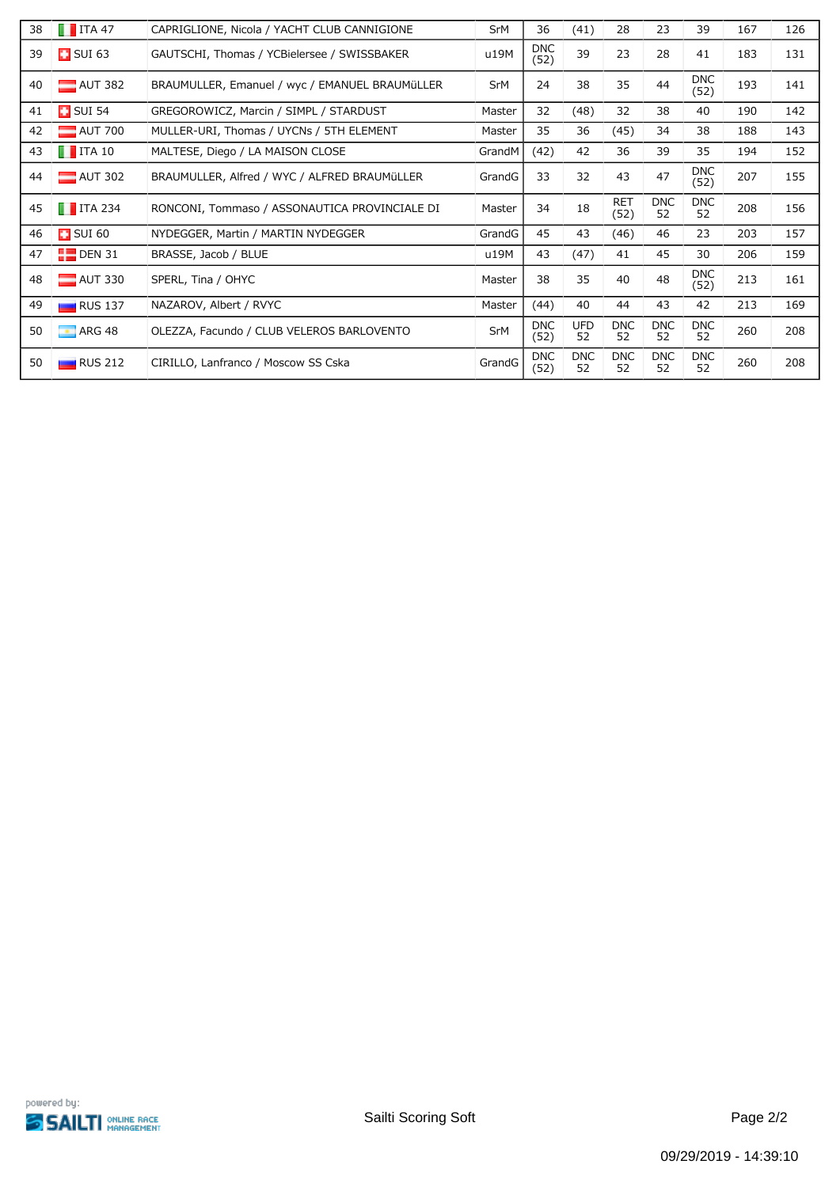| | | | | | | | | | | |
|---|---|---|---|---|---|---|---|---|---|---|
| 38 | ITA 47 | CAPRIGLIONE, Nicola / YACHT CLUB CANNIGIONE | SrM | 36 | (41) | 28 | 23 | 39 | 167 | 126 |
| 39 | SUI 63 | GAUTSCHI, Thomas / YCBielersee / SWISSBAKER | u19M | DNC (52) | 39 | 23 | 28 | 41 | 183 | 131 |
| 40 | AUT 382 | BRAUMULLER, Emanuel / wyc / EMANUEL BRAUMüLLER | SrM | 24 | 38 | 35 | 44 | DNC (52) | 193 | 141 |
| 41 | SUI 54 | GREGOROWICZ, Marcin / SIMPL / STARDUST | Master | 32 | (48) | 32 | 38 | 40 | 190 | 142 |
| 42 | AUT 700 | MULLER-URI, Thomas / UYCNs / 5TH ELEMENT | Master | 35 | 36 | (45) | 34 | 38 | 188 | 143 |
| 43 | ITA 10 | MALTESE, Diego / LA MAISON CLOSE | GrandM | (42) | 42 | 36 | 39 | 35 | 194 | 152 |
| 44 | AUT 302 | BRAUMULLER, Alfred / WYC / ALFRED BRAUMüLLER | GrandG | 33 | 32 | 43 | 47 | DNC (52) | 207 | 155 |
| 45 | ITA 234 | RONCONI, Tommaso / ASSONAUTICA PROVINCIALE DI | Master | 34 | 18 | RET (52) | DNC 52 | DNC 52 | 208 | 156 |
| 46 | SUI 60 | NYDEGGER, Martin / MARTIN NYDEGGER | GrandG | 45 | 43 | (46) | 46 | 23 | 203 | 157 |
| 47 | DEN 31 | BRASSE, Jacob / BLUE | u19M | 43 | (47) | 41 | 45 | 30 | 206 | 159 |
| 48 | AUT 330 | SPERL, Tina / OHYC | Master | 38 | 35 | 40 | 48 | DNC (52) | 213 | 161 |
| 49 | RUS 137 | NAZAROV, Albert / RVYC | Master | (44) | 40 | 44 | 43 | 42 | 213 | 169 |
| 50 | ARG 48 | OLEZZA, Facundo / CLUB VELEROS BARLOVENTO | SrM | DNC (52) | UFD 52 | DNC 52 | DNC 52 | DNC 52 | 260 | 208 |
| 50 | RUS 212 | CIRILLO, Lanfranco / Moscow SS Cska | GrandG | DNC (52) | DNC 52 | DNC 52 | DNC 52 | DNC 52 | 260 | 208 |

powered by: SAILTI ONLINE RACE MANAGEMENT

Sailti Scoring Soft

09/29/2019 - 14:39:10